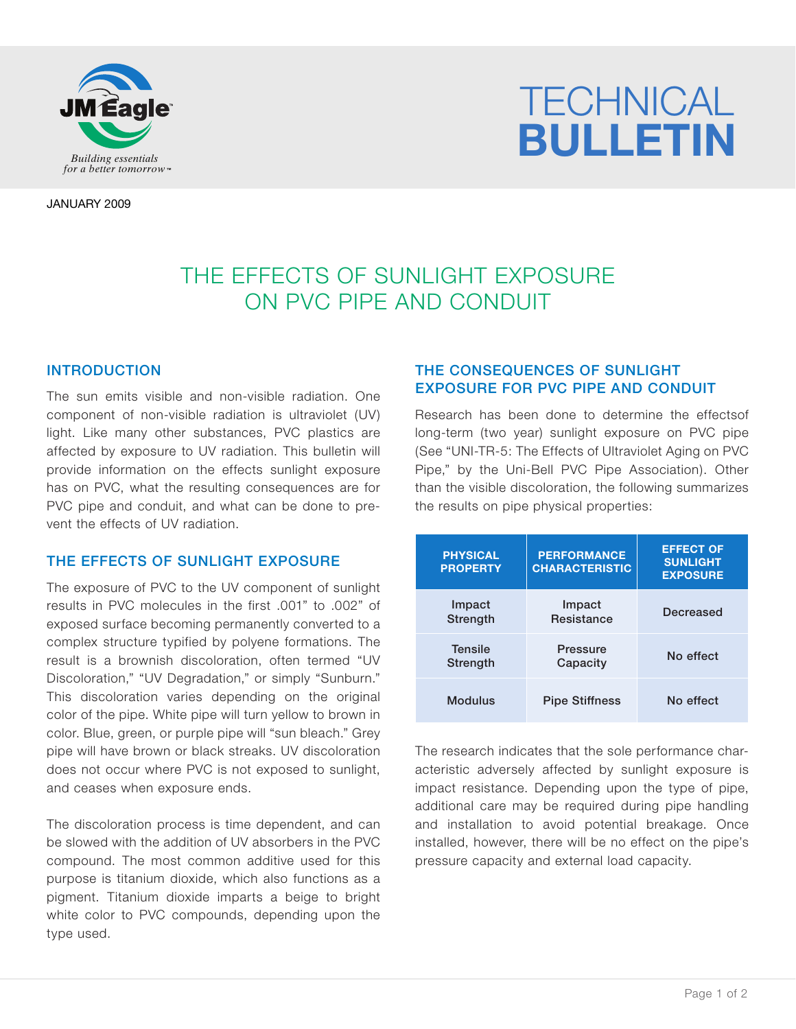JM Eagle

*Building essentials for a better tomorrow*™

# TECHNICAL BULLETIN

JANUARY 2009

# THE EFFECTS OF SUNLIGHT EXPOSURE ON PVC PIPE AND CONDUIT

## INTRODUCTION

The sun emits visible and non-visible radiation. One component of non-visible radiation is ultraviolet (UV) light. Like many other substances, PVC plastics are affected by exposure to UV radiation. This bulletin will provide information on the effects sunlight exposure has on PVC, what the resulting consequences are for PVC pipe and conduit, and what can be done to prevent the effects of UV radiation.

## THE EFFECTS OF SUNLIGHT EXPOSURE

The exposure of PVC to the UV component of sunlight results in PVC molecules in the first .001" to .002" of exposed surface becoming permanently converted to a complex structure typified by polyene formations. The result is a brownish discoloration, often termed "UV Discoloration," "UV Degradation," or simply "Sunburn." This discoloration varies depending on the original color of the pipe. White pipe will turn yellow to brown in color. Blue, green, or purple pipe will "sun bleach." Grey pipe will have brown or black streaks. UV discoloration does not occur where PVC is not exposed to sunlight, and ceases when exposure ends.

The discoloration process is time dependent, and can be slowed with the addition of UV absorbers in the PVC compound. The most common additive used for this purpose is titanium dioxide, which also functions as a pigment. Titanium dioxide imparts a beige to bright white color to PVC compounds, depending upon the type used.

## THE CONSEQUENCES OF SUNLIGHT EXPOSURE FOR PVC PIPE AND CONDUIT

Research has been done to determine the effectsof long-term (two year) sunlight exposure on PVC pipe (See "UNI-TR-5: The Effects of Ultraviolet Aging on PVC Pipe," by the Uni-Bell PVC Pipe Association). Other than the visible discoloration, the following summarizes the results on pipe physical properties:

| PHYSICAL PROPERTY | PERFORMANCE CHARACTERISTIC | EFFECT OF SUNLIGHT EXPOSURE |
|---|---|---|
| Impact Strength | Impact Resistance | Decreased |
| Tensile Strength | Pressure Capacity | No effect |
| Modulus | Pipe Stiffness | No effect |

The research indicates that the sole performance characteristic adversely affected by sunlight exposure is impact resistance. Depending upon the type of pipe, additional care may be required during pipe handling and installation to avoid potential breakage. Once installed, however, there will be no effect on the pipe's pressure capacity and external load capacity.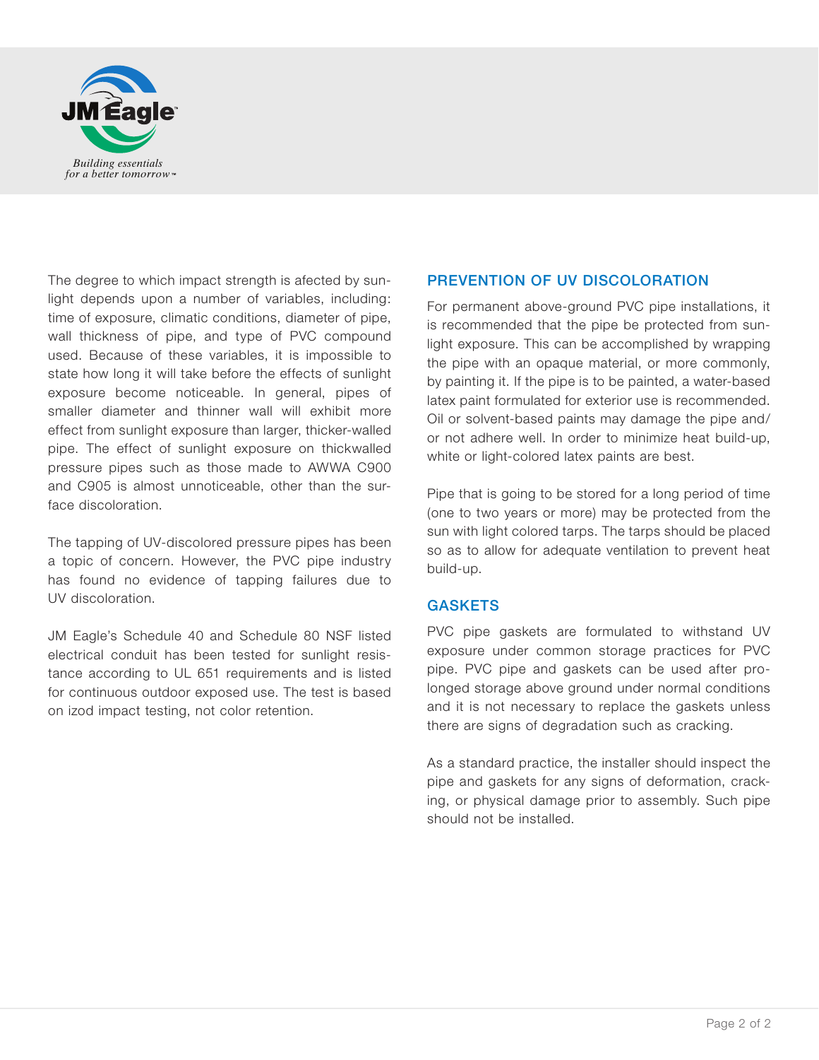The degree to which impact strength is afected by sunlight depends upon a number of variables, including: time of exposure, climatic conditions, diameter of pipe, wall thickness of pipe, and type of PVC compound used. Because of these variables, it is impossible to state how long it will take before the effects of sunlight exposure become noticeable. In general, pipes of smaller diameter and thinner wall will exhibit more effect from sunlight exposure than larger, thicker-walled pipe. The effect of sunlight exposure on thickwalled pressure pipes such as those made to AWWA C900 and C905 is almost unnoticeable, other than the surface discoloration.

The tapping of UV-discolored pressure pipes has been a topic of concern. However, the PVC pipe industry has found no evidence of tapping failures due to UV discoloration.

JM Eagle's Schedule 40 and Schedule 80 NSF listed electrical conduit has been tested for sunlight resistance according to UL 651 requirements and is listed for continuous outdoor exposed use. The test is based on izod impact testing, not color retention.

## PREVENTION OF UV DISCOLORATION

For permanent above-ground PVC pipe installations, it is recommended that the pipe be protected from sunlight exposure. This can be accomplished by wrapping the pipe with an opaque material, or more commonly, by painting it. If the pipe is to be painted, a water-based latex paint formulated for exterior use is recommended. Oil or solvent-based paints may damage the pipe and/or not adhere well. In order to minimize heat build-up, white or light-colored latex paints are best.

Pipe that is going to be stored for a long period of time (one to two years or more) may be protected from the sun with light colored tarps. The tarps should be placed so as to allow for adequate ventilation to prevent heat build-up.

## GASKETS

PVC pipe gaskets are formulated to withstand UV exposure under common storage practices for PVC pipe. PVC pipe and gaskets can be used after prolonged storage above ground under normal conditions and it is not necessary to replace the gaskets unless there are signs of degradation such as cracking.

As a standard practice, the installer should inspect the pipe and gaskets for any signs of deformation, cracking, or physical damage prior to assembly. Such pipe should not be installed.